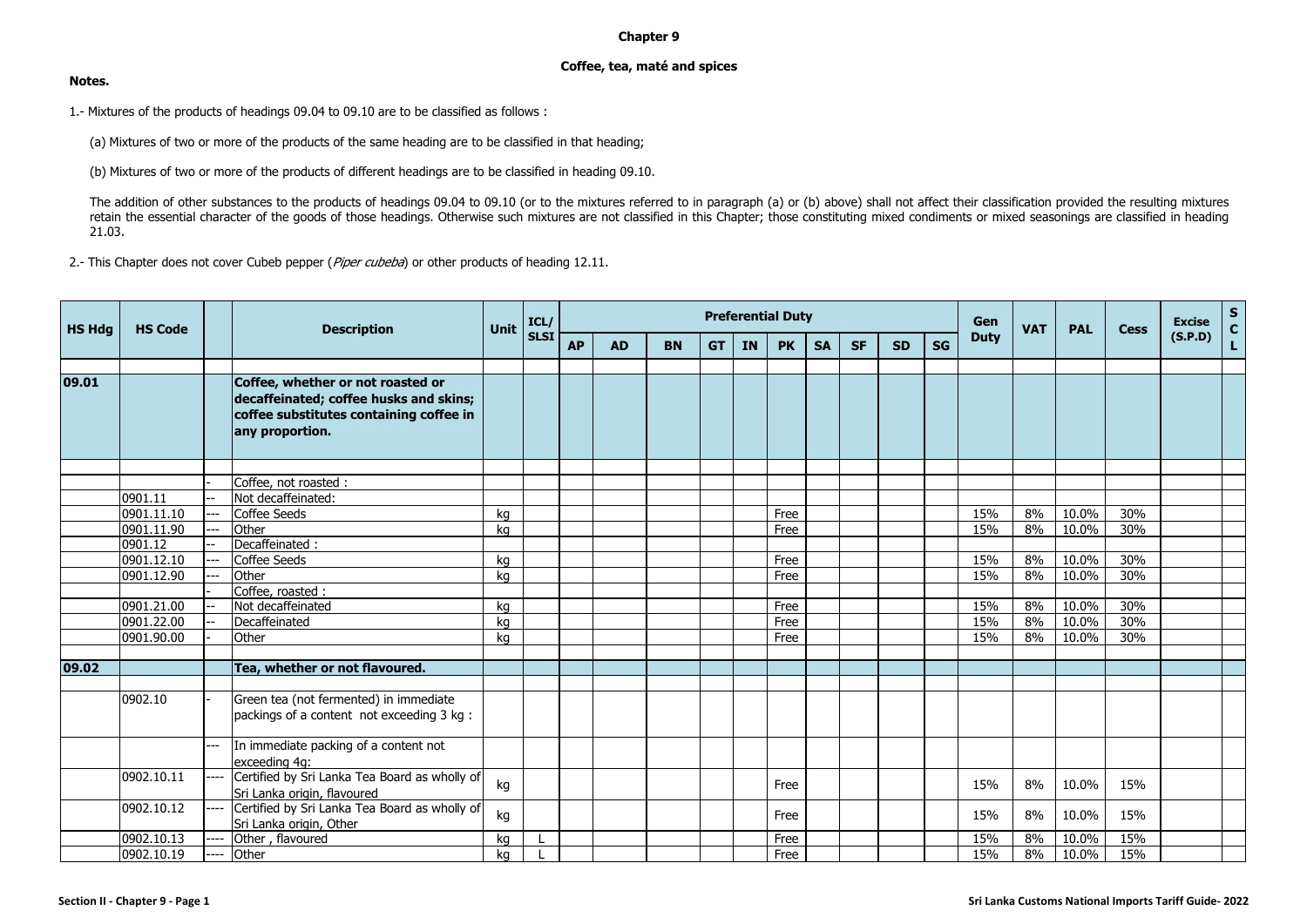# Chapter 9

## Coffee, tea, maté and spices

**Notes.**

1.- Mixtures of the products of headings 09.04 to 09.10 are to be classified as follows :

(a) Mixtures of two or more of the products of the same heading are to be classified in that heading;

(b) Mixtures of two or more of the products of different headings are to be classified in heading 09.10.

The addition of other substances to the products of headings 09.04 to 09.10 (or to the mixtures referred to in paragraph (a) or (b) above) shall not affect their classification provided the resulting mixtures retain the essential character of the goods of those headings. Otherwise such mixtures are not classified in this Chapter; those constituting mixed condiments or mixed seasonings are classified in heading 21.03.

2.- This Chapter does not cover Cubeb pepper (*Piper cubeba*) or other products of heading 12.11.

| HS Hdg | HS Code | | Description | Unit | ICL/ SLSI | Preferential Duty | | | | | | | | | | Gen Duty | VAT | PAL | Cess | Excise (S.P.D) | SCL |
|---|---|---|---|---|---|---|---|---|---|---|---|---|---|---|---|---|---|---|---|---|---|
| | | | | | | AP | AD | BN | GT | IN | PK | SA | SF | SD | SG | | | | | | |
| **09.01** | | | **Coffee, whether or not roasted or decaffeinated; coffee husks and skins; coffee substitutes containing coffee in any proportion.** | | | | | | | | | | | | | | | | | | |
| | | - | Coffee, not roasted : | | | | | | | | | | | | | | | | | | |
| | 0901.11 | -- | Not decaffeinated: | | | | | | | | | | | | | | | | | | |
| | 0901.11.10 | --- | Coffee Seeds | kg | | | | | | | Free | | | | | 15% | 8% | 10.0% | 30% | | |
| | 0901.11.90 | --- | Other | kg | | | | | | | Free | | | | | 15% | 8% | 10.0% | 30% | | |
| | 0901.12 | -- | Decaffeinated : | | | | | | | | | | | | | | | | | | |
| | 0901.12.10 | --- | Coffee Seeds | kg | | | | | | | Free | | | | | 15% | 8% | 10.0% | 30% | | |
| | 0901.12.90 | --- | Other | kg | | | | | | | Free | | | | | 15% | 8% | 10.0% | 30% | | |
| | | - | Coffee, roasted : | | | | | | | | | | | | | | | | | | |
| | 0901.21.00 | -- | Not decaffeinated | kg | | | | | | | Free | | | | | 15% | 8% | 10.0% | 30% | | |
| | 0901.22.00 | -- | Decaffeinated | kg | | | | | | | Free | | | | | 15% | 8% | 10.0% | 30% | | |
| | 0901.90.00 | - | Other | kg | | | | | | | Free | | | | | 15% | 8% | 10.0% | 30% | | |
| **09.02** | | | **Tea, whether or not flavoured.** | | | | | | | | | | | | | | | | | | |
| | 0902.10 | - | Green tea (not fermented) in immediate packings of a content not exceeding 3 kg : | | | | | | | | | | | | | | | | | | |
| | | --- | In immediate packing of a content not exceeding 4g: | | | | | | | | | | | | | | | | | | |
| | 0902.10.11 | ---- | Certified by Sri Lanka Tea Board as wholly of Sri Lanka origin, flavoured | kg | | | | | | | Free | | | | | 15% | 8% | 10.0% | 15% | | |
| | 0902.10.12 | ---- | Certified by Sri Lanka Tea Board as wholly of Sri Lanka origin, Other | kg | | | | | | | Free | | | | | 15% | 8% | 10.0% | 15% | | |
| | 0902.10.13 | ---- | Other , flavoured | kg | L | | | | | | Free | | | | | 15% | 8% | 10.0% | 15% | | |
| | 0902.10.19 | ---- | Other | kg | L | | | | | | Free | | | | | 15% | 8% | 10.0% | 15% | | |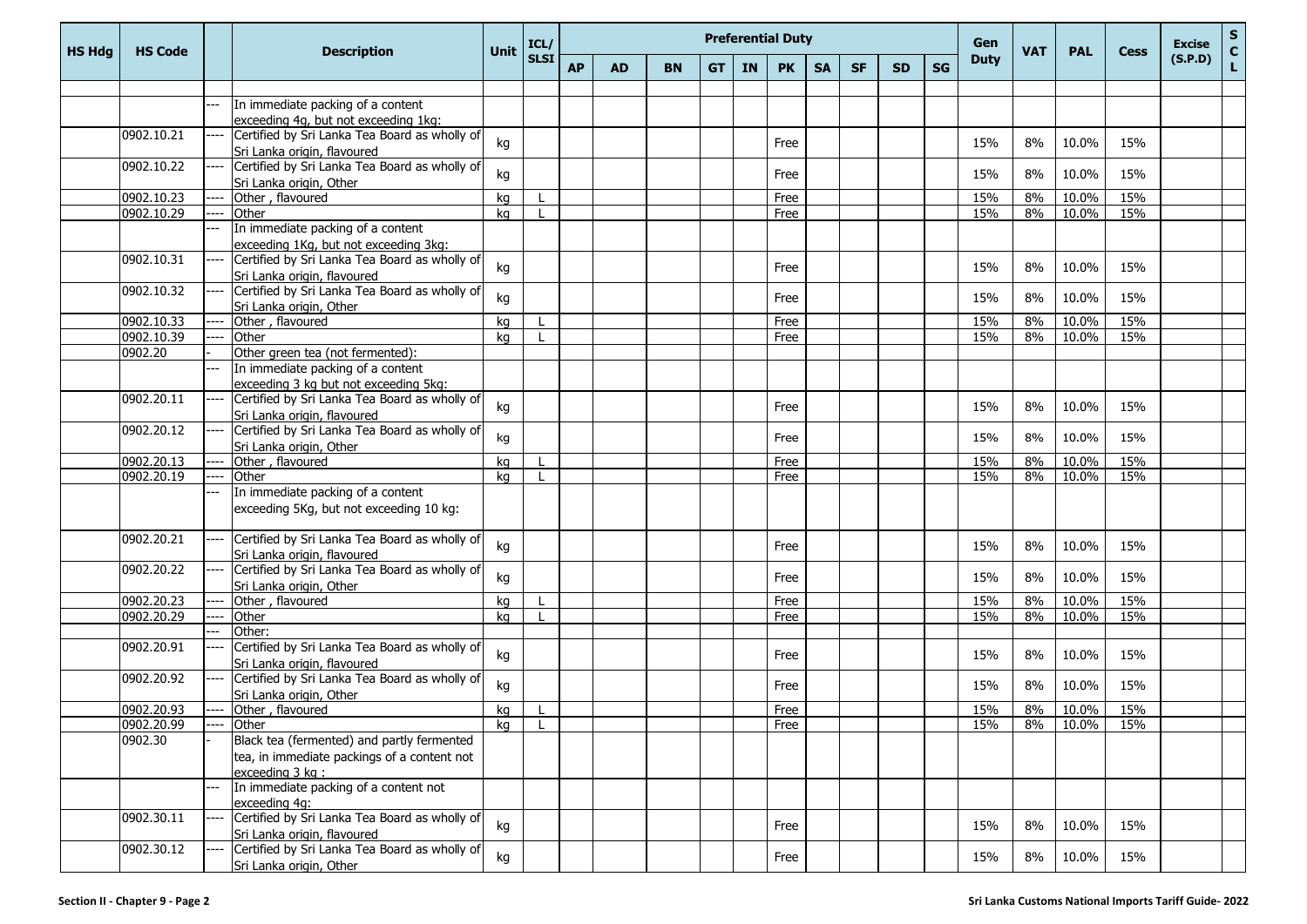| HS Hdg | HS Code | | Description | Unit | ICL/ SLSI | Preferential Duty | | | | | | | | | | Gen Duty | VAT | PAL | Cess | Excise (S.P.D) | SCL |
|---|---|---|---|---|---|---|---|---|---|---|---|---|---|---|---|---|---|---|---|---|---|
| | | | | | | AP | AD | BN | GT | IN | PK | SA | SF | SD | SG | | | | | | |
| | | | | | | | | | | | | | | | | | | | | | |
| | | --- | In immediate packing of a content exceeding 4g, but not exceeding 1kg: | | | | | | | | | | | | | | | | | | |
| | 0902.10.21 | ---- | Certified by Sri Lanka Tea Board as wholly of Sri Lanka origin, flavoured | kg | | | | | | | Free | | | | | 15% | 8% | 10.0% | 15% | | |
| | 0902.10.22 | ---- | Certified by Sri Lanka Tea Board as wholly of Sri Lanka origin, Other | kg | | | | | | | Free | | | | | 15% | 8% | 10.0% | 15% | | |
| | 0902.10.23 | ---- | Other , flavoured | kg | L | | | | | | Free | | | | | 15% | 8% | 10.0% | 15% | | |
| | 0902.10.29 | ---- | Other | kg | L | | | | | | Free | | | | | 15% | 8% | 10.0% | 15% | | |
| | | --- | In immediate packing of a content exceeding 1Kg, but not exceeding 3kg: | | | | | | | | | | | | | | | | | | |
| | 0902.10.31 | ---- | Certified by Sri Lanka Tea Board as wholly of Sri Lanka origin, flavoured | kg | | | | | | | Free | | | | | 15% | 8% | 10.0% | 15% | | |
| | 0902.10.32 | ---- | Certified by Sri Lanka Tea Board as wholly of Sri Lanka origin, Other | kg | | | | | | | Free | | | | | 15% | 8% | 10.0% | 15% | | |
| | 0902.10.33 | ---- | Other , flavoured | kg | L | | | | | | Free | | | | | 15% | 8% | 10.0% | 15% | | |
| | 0902.10.39 | ---- | Other | kg | L | | | | | | Free | | | | | 15% | 8% | 10.0% | 15% | | |
| | 0902.20 | - | Other green tea (not fermented): | | | | | | | | | | | | | | | | | | |
| | | --- | In immediate packing of a content exceeding 3 kg but not exceeding 5kg: | | | | | | | | | | | | | | | | | | |
| | 0902.20.11 | ---- | Certified by Sri Lanka Tea Board as wholly of Sri Lanka origin, flavoured | kg | | | | | | | Free | | | | | 15% | 8% | 10.0% | 15% | | |
| | 0902.20.12 | ---- | Certified by Sri Lanka Tea Board as wholly of Sri Lanka origin, Other | kg | | | | | | | Free | | | | | 15% | 8% | 10.0% | 15% | | |
| | 0902.20.13 | ---- | Other , flavoured | kg | L | | | | | | Free | | | | | 15% | 8% | 10.0% | 15% | | |
| | 0902.20.19 | ---- | Other | kg | L | | | | | | Free | | | | | 15% | 8% | 10.0% | 15% | | |
| | | --- | In immediate packing of a content exceeding 5Kg, but not exceeding 10 kg: | | | | | | | | | | | | | | | | | | |
| | 0902.20.21 | ---- | Certified by Sri Lanka Tea Board as wholly of Sri Lanka origin, flavoured | kg | | | | | | | Free | | | | | 15% | 8% | 10.0% | 15% | | |
| | 0902.20.22 | ---- | Certified by Sri Lanka Tea Board as wholly of Sri Lanka origin, Other | kg | | | | | | | Free | | | | | 15% | 8% | 10.0% | 15% | | |
| | 0902.20.23 | ---- | Other , flavoured | kg | L | | | | | | Free | | | | | 15% | 8% | 10.0% | 15% | | |
| | 0902.20.29 | ---- | Other | kg | L | | | | | | Free | | | | | 15% | 8% | 10.0% | 15% | | |
| | | --- | Other: | | | | | | | | | | | | | | | | | | |
| | 0902.20.91 | ---- | Certified by Sri Lanka Tea Board as wholly of Sri Lanka origin, flavoured | kg | | | | | | | Free | | | | | 15% | 8% | 10.0% | 15% | | |
| | 0902.20.92 | ---- | Certified by Sri Lanka Tea Board as wholly of Sri Lanka origin, Other | kg | | | | | | | Free | | | | | 15% | 8% | 10.0% | 15% | | |
| | 0902.20.93 | ---- | Other , flavoured | kg | L | | | | | | Free | | | | | 15% | 8% | 10.0% | 15% | | |
| | 0902.20.99 | ---- | Other | kg | L | | | | | | Free | | | | | 15% | 8% | 10.0% | 15% | | |
| | 0902.30 | - | Black tea (fermented) and partly fermented tea, in immediate packings of a content not exceeding 3 kg : | | | | | | | | | | | | | | | | | | |
| | | --- | In immediate packing of a content not exceeding 4g: | | | | | | | | | | | | | | | | | | |
| | 0902.30.11 | ---- | Certified by Sri Lanka Tea Board as wholly of Sri Lanka origin, flavoured | kg | | | | | | | Free | | | | | 15% | 8% | 10.0% | 15% | | |
| | 0902.30.12 | ---- | Certified by Sri Lanka Tea Board as wholly of Sri Lanka origin, Other | kg | | | | | | | Free | | | | | 15% | 8% | 10.0% | 15% | | |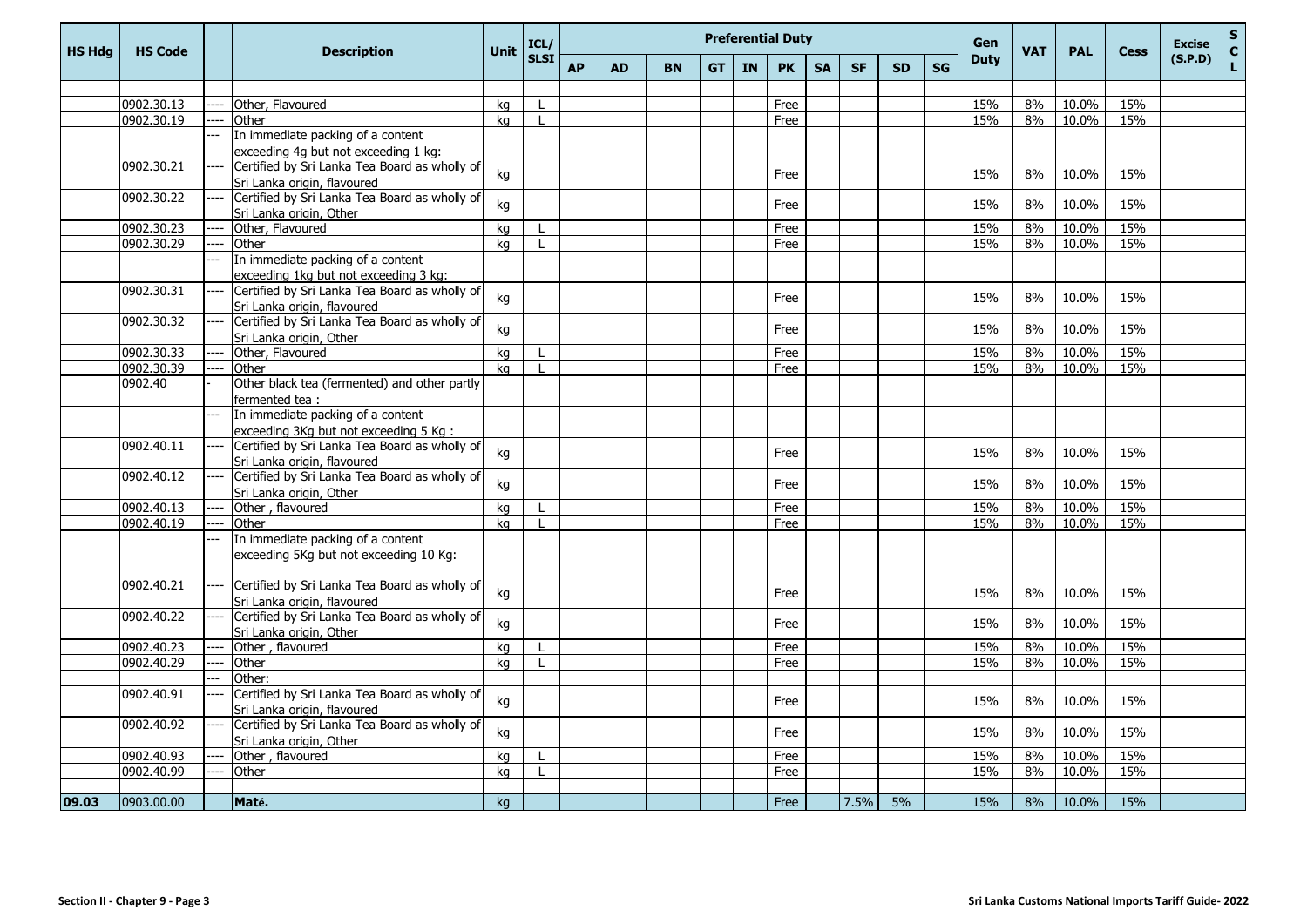| HS Hdg | HS Code | | Description | Unit | ICL/ SLSI | Preferential Duty | | | | | | | | | | Gen Duty | VAT | PAL | Cess | Excise (S.P.D) | S C L |
|---|---|---|---|---|---|---|---|---|---|---|---|---|---|---|---|---|---|---|---|---|---|
| | | | | | | AP | AD | BN | GT | IN | PK | SA | SF | SD | SG | | | | | | |
| | | | | | | | | | | | | | | | | | | | | | |
| | 0902.30.13 | ---- | Other, Flavoured | kg | L | | | | | | Free | | | | | 15% | 8% | 10.0% | 15% | | |
| | 0902.30.19 | ---- | Other | kg | L | | | | | | Free | | | | | 15% | 8% | 10.0% | 15% | | |
| | | --- | In immediate packing of a content exceeding 4g but not exceeding 1 kg: | | | | | | | | | | | | | | | | | | |
| | 0902.30.21 | ---- | Certified by Sri Lanka Tea Board as wholly of Sri Lanka origin, flavoured | kg | | | | | | | Free | | | | | 15% | 8% | 10.0% | 15% | | |
| | 0902.30.22 | ---- | Certified by Sri Lanka Tea Board as wholly of Sri Lanka origin, Other | kg | | | | | | | Free | | | | | 15% | 8% | 10.0% | 15% | | |
| | 0902.30.23 | ---- | Other, Flavoured | kg | L | | | | | | Free | | | | | 15% | 8% | 10.0% | 15% | | |
| | 0902.30.29 | ---- | Other | kg | L | | | | | | Free | | | | | 15% | 8% | 10.0% | 15% | | |
| | | --- | In immediate packing of a content exceeding 1kg but not exceeding 3 kg: | | | | | | | | | | | | | | | | | | |
| | 0902.30.31 | ---- | Certified by Sri Lanka Tea Board as wholly of Sri Lanka origin, flavoured | kg | | | | | | | Free | | | | | 15% | 8% | 10.0% | 15% | | |
| | 0902.30.32 | ---- | Certified by Sri Lanka Tea Board as wholly of Sri Lanka origin, Other | kg | | | | | | | Free | | | | | 15% | 8% | 10.0% | 15% | | |
| | 0902.30.33 | ---- | Other, Flavoured | kg | L | | | | | | Free | | | | | 15% | 8% | 10.0% | 15% | | |
| | 0902.30.39 | ---- | Other | kg | L | | | | | | Free | | | | | 15% | 8% | 10.0% | 15% | | |
| | 0902.40 | - | Other black tea (fermented) and other partly fermented tea : | | | | | | | | | | | | | | | | | | |
| | | --- | In immediate packing of a content exceeding 3Kg but not exceeding 5 Kg : | | | | | | | | | | | | | | | | | | |
| | 0902.40.11 | ---- | Certified by Sri Lanka Tea Board as wholly of Sri Lanka origin, flavoured | kg | | | | | | | Free | | | | | 15% | 8% | 10.0% | 15% | | |
| | 0902.40.12 | ---- | Certified by Sri Lanka Tea Board as wholly of Sri Lanka origin, Other | kg | | | | | | | Free | | | | | 15% | 8% | 10.0% | 15% | | |
| | 0902.40.13 | ---- | Other , flavoured | kg | L | | | | | | Free | | | | | 15% | 8% | 10.0% | 15% | | |
| | 0902.40.19 | ---- | Other | kg | L | | | | | | Free | | | | | 15% | 8% | 10.0% | 15% | | |
| | | --- | In immediate packing of a content exceeding 5Kg but not exceeding 10 Kg: | | | | | | | | | | | | | | | | | | |
| | 0902.40.21 | ---- | Certified by Sri Lanka Tea Board as wholly of Sri Lanka origin, flavoured | kg | | | | | | | Free | | | | | 15% | 8% | 10.0% | 15% | | |
| | 0902.40.22 | ---- | Certified by Sri Lanka Tea Board as wholly of Sri Lanka origin, Other | kg | | | | | | | Free | | | | | 15% | 8% | 10.0% | 15% | | |
| | 0902.40.23 | ---- | Other , flavoured | kg | L | | | | | | Free | | | | | 15% | 8% | 10.0% | 15% | | |
| | 0902.40.29 | ---- | Other | kg | L | | | | | | Free | | | | | 15% | 8% | 10.0% | 15% | | |
| | | --- | Other: | | | | | | | | | | | | | | | | | | |
| | 0902.40.91 | ---- | Certified by Sri Lanka Tea Board as wholly of Sri Lanka origin, flavoured | kg | | | | | | | Free | | | | | 15% | 8% | 10.0% | 15% | | |
| | 0902.40.92 | ---- | Certified by Sri Lanka Tea Board as wholly of Sri Lanka origin, Other | kg | | | | | | | Free | | | | | 15% | 8% | 10.0% | 15% | | |
| | 0902.40.93 | ---- | Other , flavoured | kg | L | | | | | | Free | | | | | 15% | 8% | 10.0% | 15% | | |
| | 0902.40.99 | ---- | Other | kg | L | | | | | | Free | | | | | 15% | 8% | 10.0% | 15% | | |
| | | | | | | | | | | | | | | | | | | | | | |
| **09.03** | 0903.00.00 | | **Maté.** | kg | | | | | | | Free | | 7.5% | 5% | | 15% | 8% | 10.0% | 15% | | |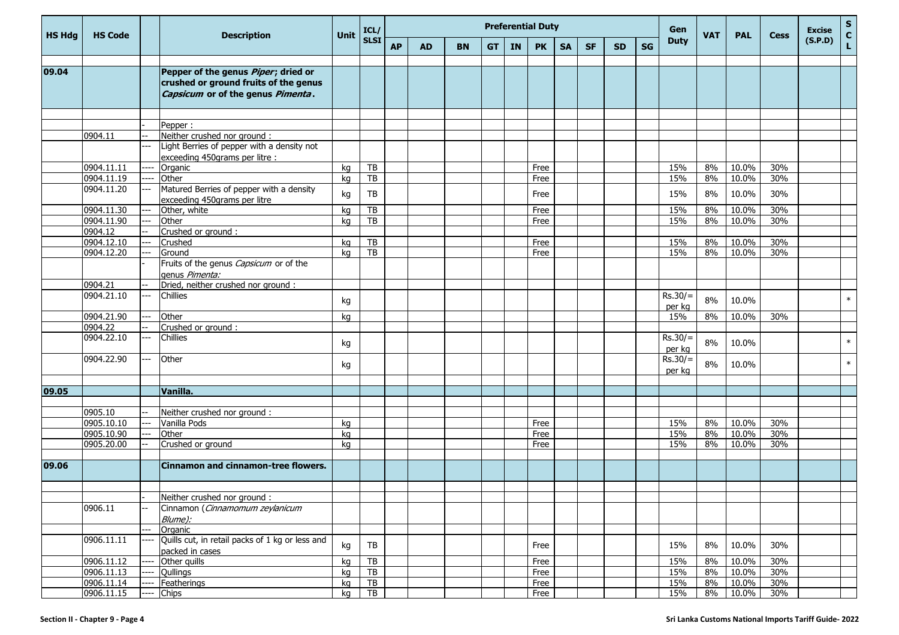| HS Hdg | HS Code | | Description | Unit | ICL/ SLSI | Preferential Duty | | | | | | | | | | Gen Duty | VAT | PAL | Cess | Excise (S.P.D) | SCL |
|---|---|---|---|---|---|---|---|---|---|---|---|---|---|---|---|---|---|---|---|---|---|
| | | | | | | AP | AD | BN | GT | IN | PK | SA | SF | SD | SG | | | | | | |
| **09.04** | | | **Pepper of the genus *Piper*; dried or crushed or ground fruits of the genus *Capsicum* or of the genus *Pimenta*.** | | | | | | | | | | | | | | | | | | |
| | | - | Pepper : | | | | | | | | | | | | | | | | | | |
| | 0904.11 | -- | Neither crushed nor ground : | | | | | | | | | | | | | | | | | | |
| | | --- | Light Berries of pepper with a density not exceeding 450grams per litre : | | | | | | | | | | | | | | | | | | |
| | 0904.11.11 | ---- | Organic | kg | TB | | | | | | Free | | | | | 15% | 8% | 10.0% | 30% | | |
| | 0904.11.19 | ---- | Other | kg | TB | | | | | | Free | | | | | 15% | 8% | 10.0% | 30% | | |
| | 0904.11.20 | --- | Matured Berries of pepper with a density exceeding 450grams per litre | kg | TB | | | | | | Free | | | | | 15% | 8% | 10.0% | 30% | | |
| | 0904.11.30 | --- | Other, white | kg | TB | | | | | | Free | | | | | 15% | 8% | 10.0% | 30% | | |
| | 0904.11.90 | --- | Other | kg | TB | | | | | | Free | | | | | 15% | 8% | 10.0% | 30% | | |
| | 0904.12 | -- | Crushed or ground : | | | | | | | | | | | | | | | | | | |
| | 0904.12.10 | --- | Crushed | kg | TB | | | | | | Free | | | | | 15% | 8% | 10.0% | 30% | | |
| | 0904.12.20 | --- | Ground | kg | TB | | | | | | Free | | | | | 15% | 8% | 10.0% | 30% | | |
| | | - | Fruits of the genus *Capsicum* or of the genus *Pimenta:* | | | | | | | | | | | | | | | | | | |
| | 0904.21 | -- | Dried, neither crushed nor ground : | | | | | | | | | | | | | | | | | | |
| | 0904.21.10 | --- | Chillies | kg | | | | | | | | | | | | Rs.30/= per kg | 8% | 10.0% | | | * |
| | 0904.21.90 | --- | Other | kg | | | | | | | | | | | | 15% | 8% | 10.0% | 30% | | |
| | 0904.22 | -- | Crushed or ground : | | | | | | | | | | | | | | | | | | |
| | 0904.22.10 | --- | Chillies | kg | | | | | | | | | | | | Rs.30/= per kg | 8% | 10.0% | | | * |
| | 0904.22.90 | --- | Other | kg | | | | | | | | | | | | Rs.30/= per kg | 8% | 10.0% | | | * |
| **09.05** | | | **Vanilla.** | | | | | | | | | | | | | | | | | | |
| | 0905.10 | -- | Neither crushed nor ground : | | | | | | | | | | | | | | | | | | |
| | 0905.10.10 | --- | Vanilla Pods | kg | | | | | | | Free | | | | | 15% | 8% | 10.0% | 30% | | |
| | 0905.10.90 | --- | Other | kg | | | | | | | Free | | | | | 15% | 8% | 10.0% | 30% | | |
| | 0905.20.00 | -- | Crushed or ground | kg | | | | | | | Free | | | | | 15% | 8% | 10.0% | 30% | | |
| **09.06** | | | **Cinnamon and cinnamon-tree flowers.** | | | | | | | | | | | | | | | | | | |
| | | - | Neither crushed nor ground : | | | | | | | | | | | | | | | | | | |
| | 0906.11 | -- | Cinnamon (*Cinnamomum zeylanicum Blume):* | | | | | | | | | | | | | | | | | | |
| | | --- | Organic | | | | | | | | | | | | | | | | | | |
| | 0906.11.11 | ---- | Quills cut, in retail packs of 1 kg or less and packed in cases | kg | TB | | | | | | Free | | | | | 15% | 8% | 10.0% | 30% | | |
| | 0906.11.12 | ---- | Other quills | kg | TB | | | | | | Free | | | | | 15% | 8% | 10.0% | 30% | | |
| | 0906.11.13 | ---- | Qullings | kg | TB | | | | | | Free | | | | | 15% | 8% | 10.0% | 30% | | |
| | 0906.11.14 | ---- | Featherings | kg | TB | | | | | | Free | | | | | 15% | 8% | 10.0% | 30% | | |
| | 0906.11.15 | ---- | Chips | kg | TB | | | | | | Free | | | | | 15% | 8% | 10.0% | 30% | | |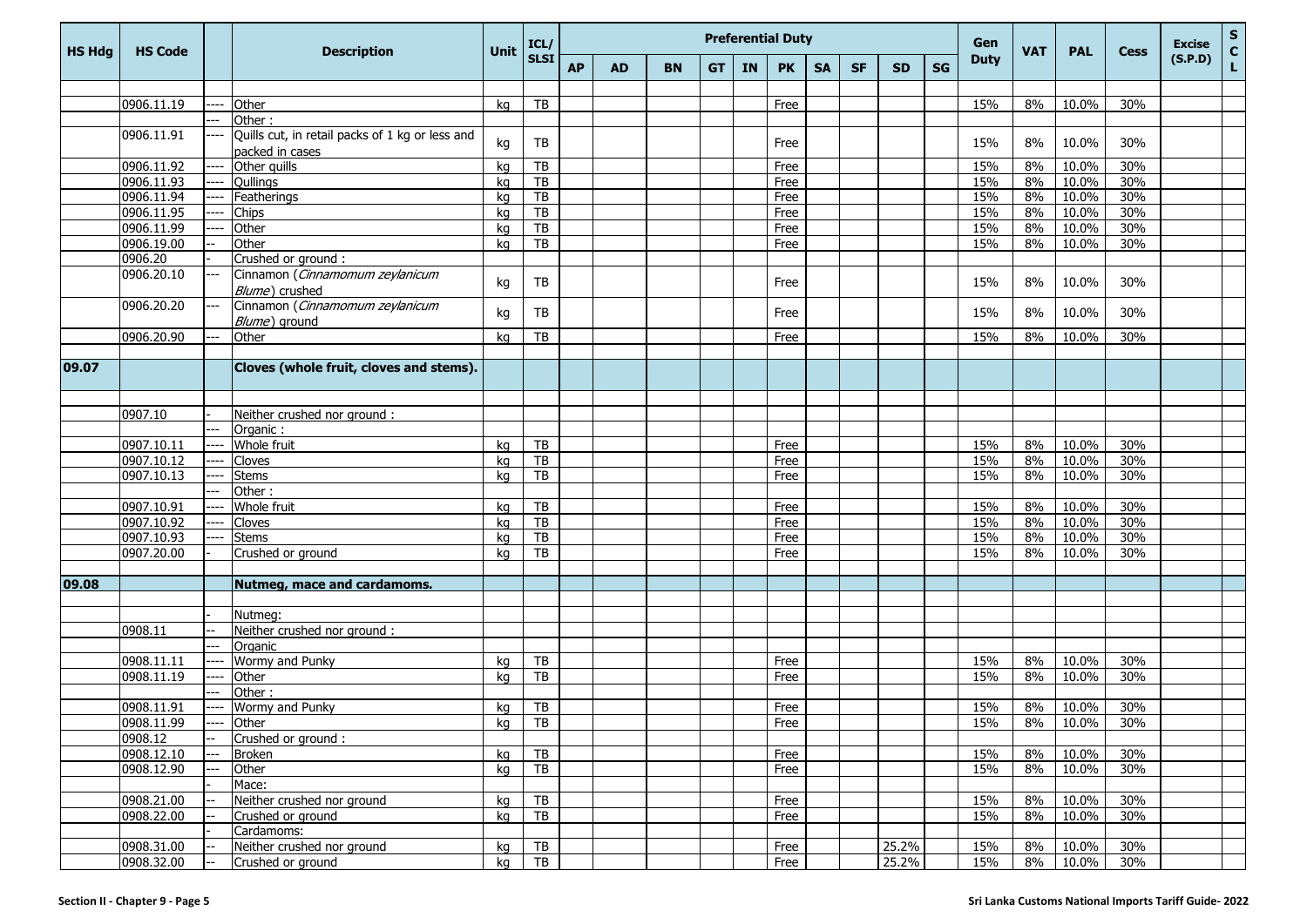| HS Hdg | HS Code | | Description | Unit | ICL/ SLSI | Preferential Duty | | | | | | | | | | Gen Duty | VAT | PAL | Cess | Excise (S.P.D) | SCL |
|---|---|---|---|---|---|---|---|---|---|---|---|---|---|---|---|---|---|---|---|---|---|
| | | | | | | AP | AD | BN | GT | IN | PK | SA | SF | SD | SG | | | | | | |
| | | | | | | | | | | | | | | | | | | | | | |
| | 0906.11.19 | ---- | Other | kg | TB | | | | | | Free | | | | | 15% | 8% | 10.0% | 30% | | |
| | | --- | Other : | | | | | | | | | | | | | | | | | | |
| | 0906.11.91 | ---- | Quills cut, in retail packs of 1 kg or less and packed in cases | kg | TB | | | | | | Free | | | | | 15% | 8% | 10.0% | 30% | | |
| | 0906.11.92 | ---- | Other quills | kg | TB | | | | | | Free | | | | | 15% | 8% | 10.0% | 30% | | |
| | 0906.11.93 | ---- | Qullings | kg | TB | | | | | | Free | | | | | 15% | 8% | 10.0% | 30% | | |
| | 0906.11.94 | ---- | Featherings | kg | TB | | | | | | Free | | | | | 15% | 8% | 10.0% | 30% | | |
| | 0906.11.95 | ---- | Chips | kg | TB | | | | | | Free | | | | | 15% | 8% | 10.0% | 30% | | |
| | 0906.11.99 | ---- | Other | kg | TB | | | | | | Free | | | | | 15% | 8% | 10.0% | 30% | | |
| | 0906.19.00 | -- | Other | kg | TB | | | | | | Free | | | | | 15% | 8% | 10.0% | 30% | | |
| | 0906.20 | - | Crushed or ground : | | | | | | | | | | | | | | | | | | |
| | 0906.20.10 | --- | Cinnamon (*Cinnamomum zeylanicum Blume*) crushed | kg | TB | | | | | | Free | | | | | 15% | 8% | 10.0% | 30% | | |
| | 0906.20.20 | --- | Cinnamon (*Cinnamomum zeylanicum Blume*) ground | kg | TB | | | | | | Free | | | | | 15% | 8% | 10.0% | 30% | | |
| | 0906.20.90 | --- | Other | kg | TB | | | | | | Free | | | | | 15% | 8% | 10.0% | 30% | | |
| | | | | | | | | | | | | | | | | | | | | | |
| **09.07** | | | **Cloves (whole fruit, cloves and stems).** | | | | | | | | | | | | | | | | | | |
| | | | | | | | | | | | | | | | | | | | | | |
| | 0907.10 | - | Neither crushed nor ground : | | | | | | | | | | | | | | | | | | |
| | | --- | Organic : | | | | | | | | | | | | | | | | | | |
| | 0907.10.11 | ---- | Whole fruit | kg | TB | | | | | | Free | | | | | 15% | 8% | 10.0% | 30% | | |
| | 0907.10.12 | ---- | Cloves | kg | TB | | | | | | Free | | | | | 15% | 8% | 10.0% | 30% | | |
| | 0907.10.13 | ---- | Stems | kg | TB | | | | | | Free | | | | | 15% | 8% | 10.0% | 30% | | |
| | | --- | Other : | | | | | | | | | | | | | | | | | | |
| | 0907.10.91 | ---- | Whole fruit | kg | TB | | | | | | Free | | | | | 15% | 8% | 10.0% | 30% | | |
| | 0907.10.92 | ---- | Cloves | kg | TB | | | | | | Free | | | | | 15% | 8% | 10.0% | 30% | | |
| | 0907.10.93 | ---- | Stems | kg | TB | | | | | | Free | | | | | 15% | 8% | 10.0% | 30% | | |
| | 0907.20.00 | - | Crushed or ground | kg | TB | | | | | | Free | | | | | 15% | 8% | 10.0% | 30% | | |
| | | | | | | | | | | | | | | | | | | | | | |
| **09.08** | | | **Nutmeg, mace and cardamoms.** | | | | | | | | | | | | | | | | | | |
| | | | | | | | | | | | | | | | | | | | | | |
| | | - | Nutmeg: | | | | | | | | | | | | | | | | | | |
| | 0908.11 | -- | Neither crushed nor ground : | | | | | | | | | | | | | | | | | | |
| | | --- | Organic | | | | | | | | | | | | | | | | | | |
| | 0908.11.11 | ---- | Wormy and Punky | kg | TB | | | | | | Free | | | | | 15% | 8% | 10.0% | 30% | | |
| | 0908.11.19 | ---- | Other | kg | TB | | | | | | Free | | | | | 15% | 8% | 10.0% | 30% | | |
| | | --- | Other : | | | | | | | | | | | | | | | | | | |
| | 0908.11.91 | ---- | Wormy and Punky | kg | TB | | | | | | Free | | | | | 15% | 8% | 10.0% | 30% | | |
| | 0908.11.99 | ---- | Other | kg | TB | | | | | | Free | | | | | 15% | 8% | 10.0% | 30% | | |
| | 0908.12 | -- | Crushed or ground : | | | | | | | | | | | | | | | | | | |
| | 0908.12.10 | --- | Broken | kg | TB | | | | | | Free | | | | | 15% | 8% | 10.0% | 30% | | |
| | 0908.12.90 | --- | Other | kg | TB | | | | | | Free | | | | | 15% | 8% | 10.0% | 30% | | |
| | | - | Mace: | | | | | | | | | | | | | | | | | | |
| | 0908.21.00 | -- | Neither crushed nor ground | kg | TB | | | | | | Free | | | | | 15% | 8% | 10.0% | 30% | | |
| | 0908.22.00 | -- | Crushed or ground | kg | TB | | | | | | Free | | | | | 15% | 8% | 10.0% | 30% | | |
| | | - | Cardamoms: | | | | | | | | | | | | | | | | | | |
| | 0908.31.00 | -- | Neither crushed nor ground | kg | TB | | | | | | Free | | | 25.2% | | 15% | 8% | 10.0% | 30% | | |
| | 0908.32.00 | -- | Crushed or ground | kg | TB | | | | | | Free | | | 25.2% | | 15% | 8% | 10.0% | 30% | | |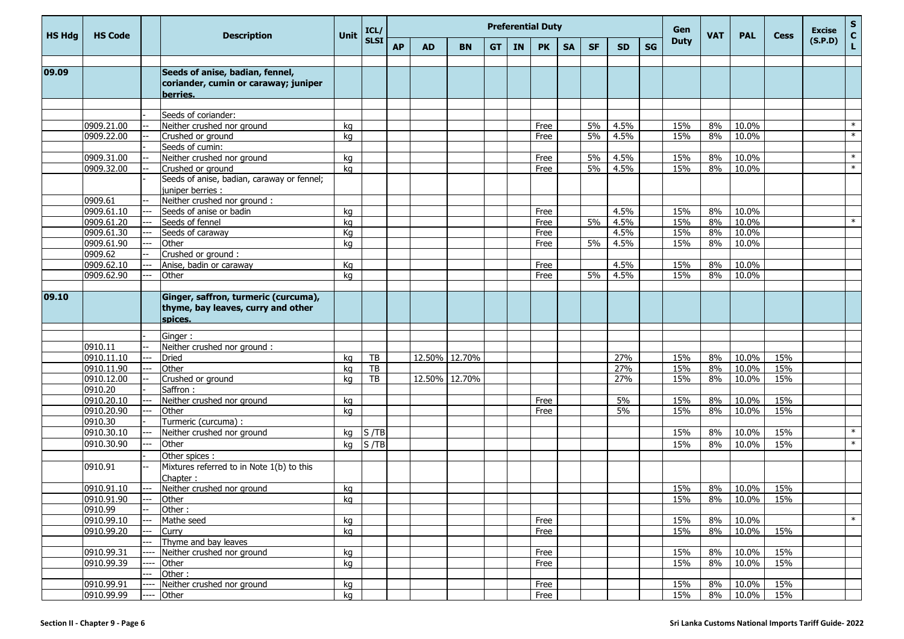| HS Hdg | HS Code | | Description | Unit | ICL/ SLSI | Preferential Duty | | | | | | | | | | Gen Duty | VAT | PAL | Cess | Excise (S.P.D) | S C L |
|---|---|---|---|---|---|---|---|---|---|---|---|---|---|---|---|---|---|---|---|---|---|
| | | | | | | AP | AD | BN | GT | IN | PK | SA | SF | SD | SG | | | | | | |
| 09.09 | | | **Seeds of anise, badian, fennel, coriander, cumin or caraway; juniper berries.** | | | | | | | | | | | | | | | | | | |
| | | - | Seeds of coriander: | | | | | | | | | | | | | | | | | | |
| | 0909.21.00 | -- | Neither crushed nor ground | kg | | | | | | | Free | | 5% | 4.5% | | 15% | 8% | 10.0% | | | * |
| | 0909.22.00 | -- | Crushed or ground | kg | | | | | | | Free | | 5% | 4.5% | | 15% | 8% | 10.0% | | | * |
| | | - | Seeds of cumin: | | | | | | | | | | | | | | | | | | |
| | 0909.31.00 | -- | Neither crushed nor ground | kg | | | | | | | Free | | 5% | 4.5% | | 15% | 8% | 10.0% | | | * |
| | 0909.32.00 | -- | Crushed or ground | kg | | | | | | | Free | | 5% | 4.5% | | 15% | 8% | 10.0% | | | * |
| | | - | Seeds of anise, badian, caraway or fennel; juniper berries : | | | | | | | | | | | | | | | | | | |
| | 0909.61 | -- | Neither crushed nor ground : | | | | | | | | | | | | | | | | | | |
| | 0909.61.10 | --- | Seeds of anise or badin | kg | | | | | | | Free | | | 4.5% | | 15% | 8% | 10.0% | | | |
| | 0909.61.20 | --- | Seeds of fennel | kg | | | | | | | Free | | 5% | 4.5% | | 15% | 8% | 10.0% | | | * |
| | 0909.61.30 | --- | Seeds of caraway | Kg | | | | | | | Free | | | 4.5% | | 15% | 8% | 10.0% | | | |
| | 0909.61.90 | --- | Other | kg | | | | | | | Free | | 5% | 4.5% | | 15% | 8% | 10.0% | | | |
| | 0909.62 | -- | Crushed or ground : | | | | | | | | | | | | | | | | | | |
| | 0909.62.10 | --- | Anise, badin or caraway | Kg | | | | | | | Free | | | 4.5% | | 15% | 8% | 10.0% | | | |
| | 0909.62.90 | --- | Other | kg | | | | | | | Free | | 5% | 4.5% | | 15% | 8% | 10.0% | | | |
| 09.10 | | | **Ginger, saffron, turmeric (curcuma), thyme, bay leaves, curry and other spices.** | | | | | | | | | | | | | | | | | | |
| | | - | Ginger : | | | | | | | | | | | | | | | | | | |
| | 0910.11 | -- | Neither crushed nor ground : | | | | | | | | | | | | | | | | | | |
| | 0910.11.10 | --- | Dried | kg | TB | | 12.50% | 12.70% | | | | | | 27% | | 15% | 8% | 10.0% | 15% | | |
| | 0910.11.90 | --- | Other | kg | TB | | | | | | | | | 27% | | 15% | 8% | 10.0% | 15% | | |
| | 0910.12.00 | -- | Crushed or ground | kg | TB | | 12.50% | 12.70% | | | | | | 27% | | 15% | 8% | 10.0% | 15% | | |
| | 0910.20 | - | Saffron : | | | | | | | | | | | | | | | | | | |
| | 0910.20.10 | --- | Neither crushed nor ground | kg | | | | | | | Free | | | 5% | | 15% | 8% | 10.0% | 15% | | |
| | 0910.20.90 | --- | Other | kg | | | | | | | Free | | | 5% | | 15% | 8% | 10.0% | 15% | | |
| | 0910.30 | - | Turmeric (curcuma) : | | | | | | | | | | | | | | | | | | |
| | 0910.30.10 | --- | Neither crushed nor ground | kg | S /TB | | | | | | | | | | | 15% | 8% | 10.0% | 15% | | * |
| | 0910.30.90 | --- | Other | kg | S /TB | | | | | | | | | | | 15% | 8% | 10.0% | 15% | | * |
| | | - | Other spices : | | | | | | | | | | | | | | | | | | |
| | 0910.91 | -- | Mixtures referred to in Note 1(b) to this Chapter : | | | | | | | | | | | | | | | | | | |
| | 0910.91.10 | --- | Neither crushed nor ground | kg | | | | | | | | | | | | 15% | 8% | 10.0% | 15% | | |
| | 0910.91.90 | --- | Other | kg | | | | | | | | | | | | 15% | 8% | 10.0% | 15% | | |
| | 0910.99 | -- | Other : | | | | | | | | | | | | | | | | | | |
| | 0910.99.10 | --- | Mathe seed | kg | | | | | | | Free | | | | | 15% | 8% | 10.0% | | | * |
| | 0910.99.20 | --- | Curry | kg | | | | | | | Free | | | | | 15% | 8% | 10.0% | 15% | | |
| | | --- | Thyme and bay leaves | | | | | | | | | | | | | | | | | | |
| | 0910.99.31 | ---- | Neither crushed nor ground | kg | | | | | | | Free | | | | | 15% | 8% | 10.0% | 15% | | |
| | 0910.99.39 | ---- | Other | kg | | | | | | | Free | | | | | 15% | 8% | 10.0% | 15% | | |
| | | --- | Other : | | | | | | | | | | | | | | | | | | |
| | 0910.99.91 | ---- | Neither crushed nor ground | kg | | | | | | | Free | | | | | 15% | 8% | 10.0% | 15% | | |
| | 0910.99.99 | ---- | Other | kg | | | | | | | Free | | | | | 15% | 8% | 10.0% | 15% | | |